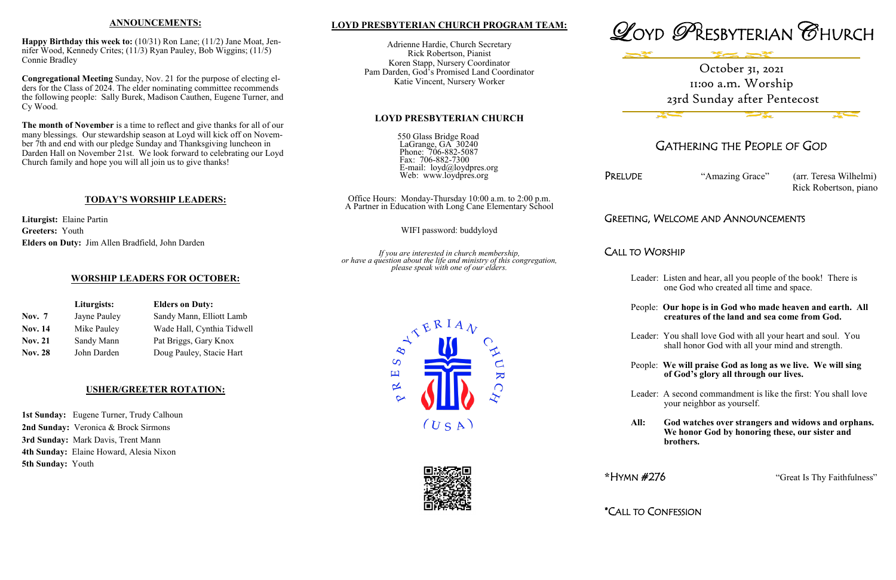## ANNOUNCEMENTS:

**Happy Birthday this week to:** (10/31) Ron Lane; (11/2) Jane Moat, Jennifer Wood, Kennedy Crites; (11/3) Ryan Pauley, Bob Wiggins; (11/5) Connie Bradley

**Congregational Meeting** Sunday, Nov. 21 for the purpose of electing elders for the Class of 2024. The elder nominating committee recommends the following people: Sally Burek, Madison Cauthen, Eugene Turner, and Cy Wood.

**The month of November** is a time to reflect and give thanks for all of our many blessings. Our stewardship season at Loyd will kick off on November 7th and end with our pledge Sunday and Thanksgiving luncheon in Darden Hall on November 21st. We look forward to celebrating our Loyd Church family and hope you will all join us to give thanks!

## TODAY'S WORSHIP LEADERS:

**Liturgist:** Elaine Partin
**Greeters:** Youth
**Elders on Duty:** Jim Allen Bradfield, John Darden

## WORSHIP LEADERS FOR OCTOBER:

| | Liturgists: | Elders on Duty: |
|---|---|---|
| **Nov. 7** | Jayne Pauley | Sandy Mann, Elliott Lamb |
| **Nov. 14** | Mike Pauley | Wade Hall, Cynthia Tidwell |
| **Nov. 21** | Sandy Mann | Pat Briggs, Gary Knox |
| **Nov. 28** | John Darden | Doug Pauley, Stacie Hart |

## USHER/GREETER ROTATION:

**1st Sunday:** Eugene Turner, Trudy Calhoun
**2nd Sunday:** Veronica & Brock Sirmons
**3rd Sunday:** Mark Davis, Trent Mann
**4th Sunday:** Elaine Howard, Alesia Nixon
**5th Sunday:** Youth

## LOYD PRESBYTERIAN CHURCH PROGRAM TEAM:

Adrienne Hardie, Church Secretary
Rick Robertson, Pianist
Koren Stapp, Nursery Coordinator
Pam Darden, God's Promised Land Coordinator
Katie Vincent, Nursery Worker

## LOYD PRESBYTERIAN CHURCH

550 Glass Bridge Road
LaGrange, GA 30240
Phone: 706-882-5087
Fax: 706-882-7300
E-mail: loyd@loydpres.org
Web: www.loydpres.org

Office Hours: Monday-Thursday 10:00 a.m. to 2:00 p.m.
A Partner in Education with Long Cane Elementary School

WIFI password: buddyloyd

*If you are interested in church membership, or have a question about the life and ministry of this congregation, please speak with one of our elders.*

PRESBYTERIAN CHURCH (USA)

# LOYD PRESBYTERIAN CHURCH

October 31, 2021
11:00 a.m. Worship
23rd Sunday after Pentecost

## GATHERING THE PEOPLE OF GOD

PRELUDE "Amazing Grace" (arr. Teresa Wilhelmi)
Rick Robertson, piano

GREETING, WELCOME AND ANNOUNCEMENTS

CALL TO WORSHIP

Leader: Listen and hear, all you people of the book! There is one God who created all time and space.

People: **Our hope is in God who made heaven and earth. All creatures of the land and sea come from God.**

Leader: You shall love God with all your heart and soul. You shall honor God with all your mind and strength.

People: **We will praise God as long as we live. We will sing of God's glory all through our lives.**

Leader: A second commandment is like the first: You shall love your neighbor as yourself.

**All: God watches over strangers and widows and orphans. We honor God by honoring these, our sister and brothers.**

*HYMN #276 "Great Is Thy Faithfulness"

*CALL TO CONFESSION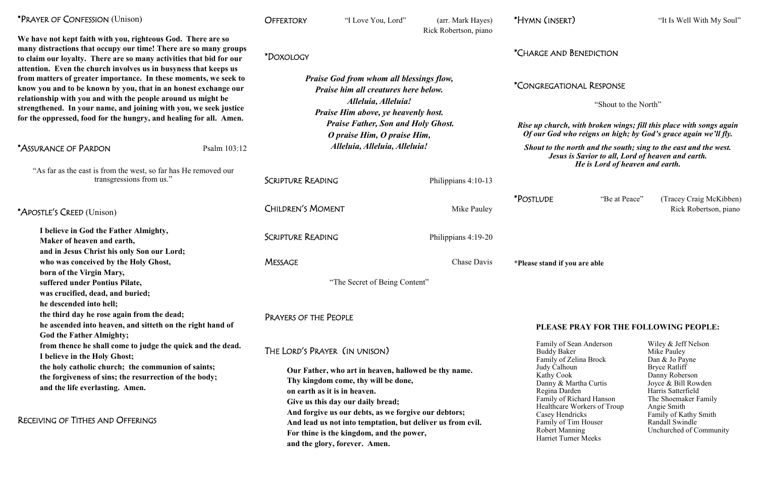## *Prayer of Confession (Unison)

**We have not kept faith with you, righteous God. There are so many distractions that occupy our time! There are so many groups to claim our loyalty. There are so many activities that bid for our attention. Even the church involves us in busyness that keeps us from matters of greater importance. In these moments, we seek to know you and to be known by you, that in an honest exchange our relationship with you and with the people around us might be strengthened. In your name, and joining with you, we seek justice for the oppressed, food for the hungry, and healing for all. Amen.**

## *Assurance of Pardon — Psalm 103:12

"As far as the east is from the west, so far has He removed our transgressions from us."

## *Apostle's Creed (Unison)

**I believe in God the Father Almighty,**
**Maker of heaven and earth,**
**and in Jesus Christ his only Son our Lord;**
**who was conceived by the Holy Ghost,**
**born of the Virgin Mary,**
**suffered under Pontius Pilate,**
**was crucified, dead, and buried;**
**he descended into hell;**
**the third day he rose again from the dead;**
**he ascended into heaven, and sitteth on the right hand of God the Father Almighty;**
**from thence he shall come to judge the quick and the dead.**
**I believe in the Holy Ghost;**
**the holy catholic church; the communion of saints;**
**the forgiveness of sins; the resurrection of the body;**
**and the life everlasting. Amen.**

## Receiving of Tithes and Offerings

## Offertory — "I Love You, Lord" (arr. Mark Hayes)

Rick Robertson, piano

## *Doxology

***Praise God from whom all blessings flow,***
***Praise him all creatures here below.***
***Alleluia, Alleluia!***
***Praise Him above, ye heavenly host.***
***Praise Father, Son and Holy Ghost.***
***O praise Him, O praise Him,***
***Alleluia, Alleluia, Alleluia!***

## Scripture Reading — Philippians 4:10-13

## Children's Moment — Mike Pauley

## Scripture Reading — Philippians 4:19-20

## Message — Chase Davis

"The Secret of Being Content"

## Prayers of the People

## The Lord's Prayer (in unison)

**Our Father, who art in heaven, hallowed be thy name.**
**Thy kingdom come, thy will be done,**
**on earth as it is in heaven.**
**Give us this day our daily bread;**
**And forgive us our debts, as we forgive our debtors;**
**And lead us not into temptation, but deliver us from evil.**
**For thine is the kingdom, and the power,**
**and the glory, forever. Amen.**

## *Hymn (insert) — "It Is Well With My Soul"

## *Charge and Benediction

## *Congregational Response

"Shout to the North"

***Rise up church, with broken wings; fill this place with songs again***
***Of our God who reigns on high; by God's grace again we'll fly.***

***Shout to the north and the south; sing to the east and the west.***
***Jesus is Savior to all, Lord of heaven and earth.***
***He is Lord of heaven and earth.***

## *Postlude — "Be at Peace" (Tracey Craig McKibben)

Rick Robertson, piano

**\*Please stand if you are able**

### PLEASE PRAY FOR THE FOLLOWING PEOPLE:

Family of Sean Anderson
Buddy Baker
Family of Zelina Brock
Judy Calhoun
Kathy Cook
Danny & Martha Curtis
Regina Darden
Family of Richard Hanson
Healthcare Workers of Troup
Casey Hendricks
Family of Tim Houser
Robert Manning
Harriet Turner Meeks
Wiley & Jeff Nelson
Mike Pauley
Dan & Jo Payne
Bryce Ratliff
Danny Roberson
Joyce & Bill Rowden
Harris Satterfield
The Shoemaker Family
Angie Smith
Family of Kathy Smith
Randall Swindle
Unchurched of Community